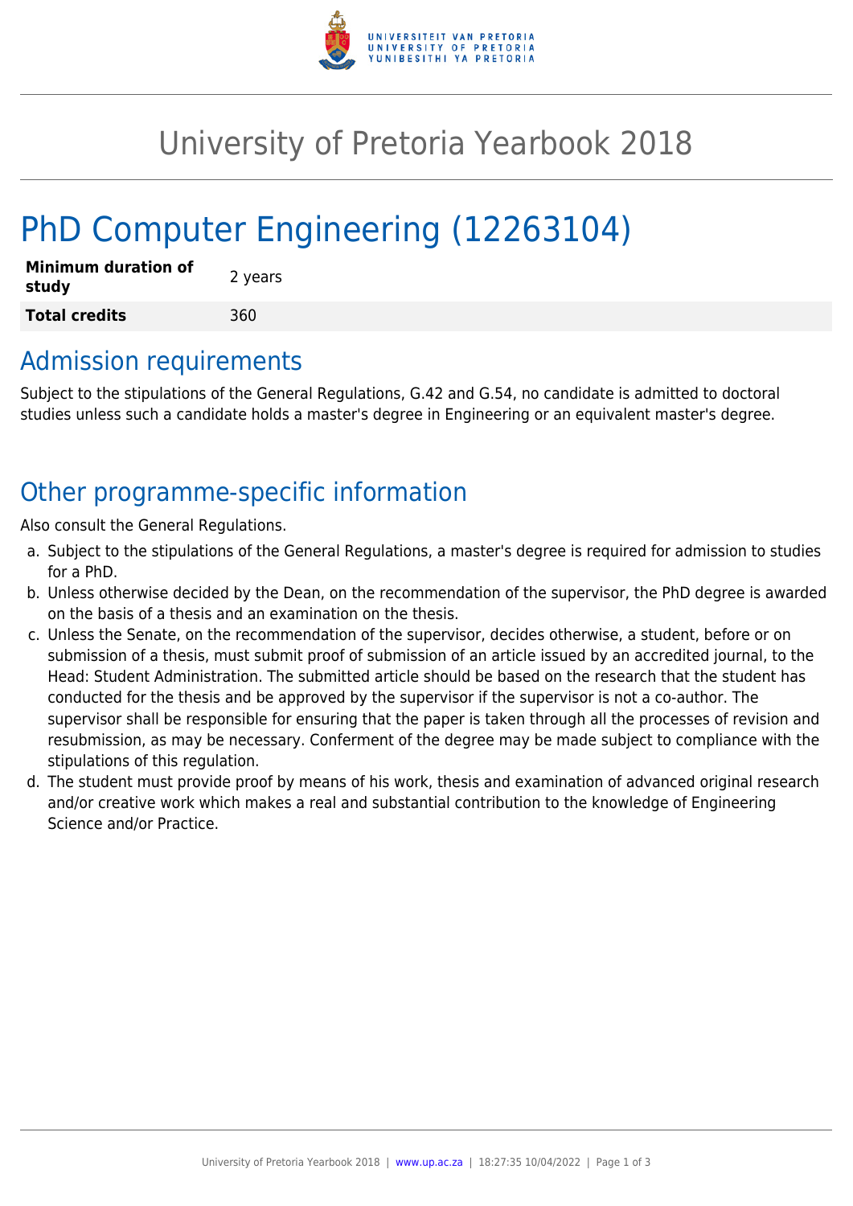# University of Pretoria Yearbook 2018

# PhD Computer Engineering (12263104)

| **Minimum duration of study** | 2 years |
| --- | --- |
| **Total credits** | 360 |

## Admission requirements

Subject to the stipulations of the General Regulations, G.42 and G.54, no candidate is admitted to doctoral studies unless such a candidate holds a master's degree in Engineering or an equivalent master's degree.

## Other programme-specific information

Also consult the General Regulations.

a. Subject to the stipulations of the General Regulations, a master's degree is required for admission to studies for a PhD.
b. Unless otherwise decided by the Dean, on the recommendation of the supervisor, the PhD degree is awarded on the basis of a thesis and an examination on the thesis.
c. Unless the Senate, on the recommendation of the supervisor, decides otherwise, a student, before or on submission of a thesis, must submit proof of submission of an article issued by an accredited journal, to the Head: Student Administration. The submitted article should be based on the research that the student has conducted for the thesis and be approved by the supervisor if the supervisor is not a co-author. The supervisor shall be responsible for ensuring that the paper is taken through all the processes of revision and resubmission, as may be necessary. Conferment of the degree may be made subject to compliance with the stipulations of this regulation.
d. The student must provide proof by means of his work, thesis and examination of advanced original research and/or creative work which makes a real and substantial contribution to the knowledge of Engineering Science and/or Practice.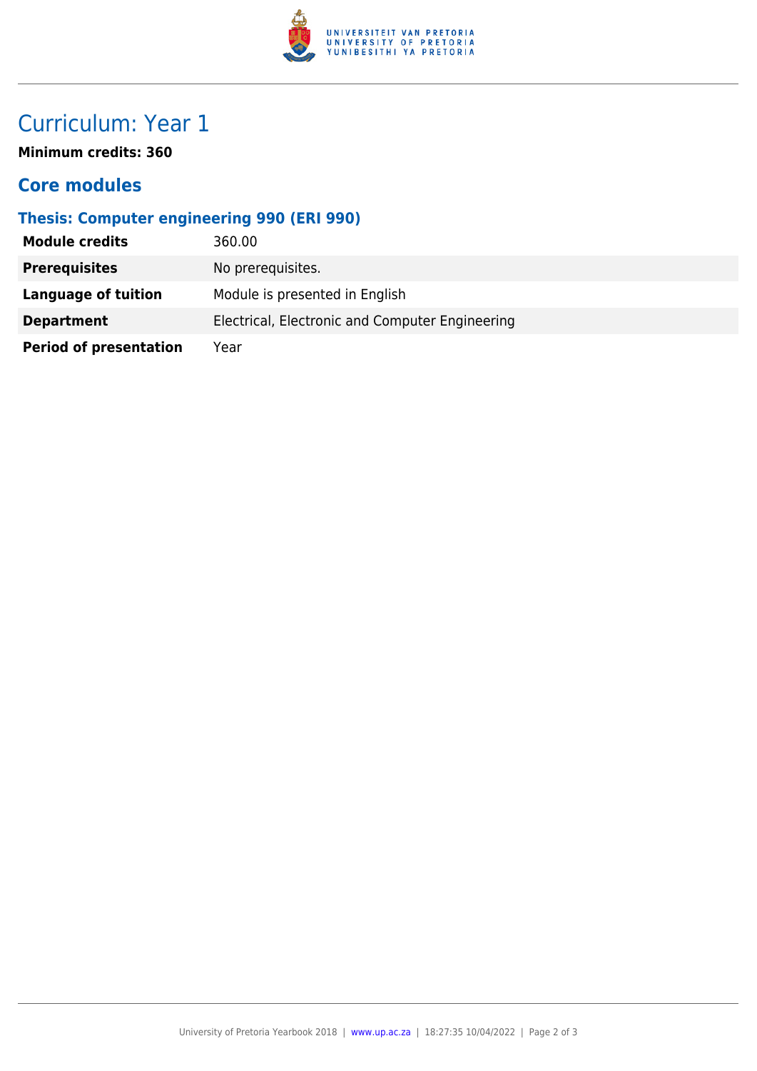# Curriculum: Year 1

**Minimum credits: 360**

## Core modules

### Thesis: Computer engineering 990 (ERI 990)

| | |
|---|---|
| **Module credits** | 360.00 |
| **Prerequisites** | No prerequisites. |
| **Language of tuition** | Module is presented in English |
| **Department** | Electrical, Electronic and Computer Engineering |
| **Period of presentation** | Year |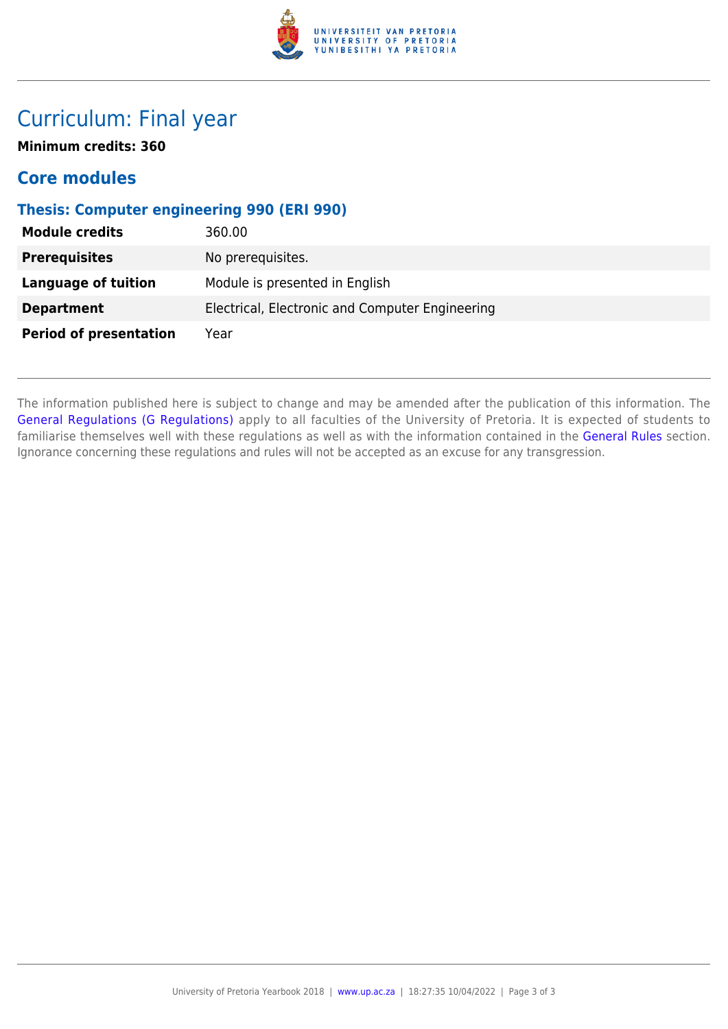# Curriculum: Final year

**Minimum credits: 360**

## Core modules

### Thesis: Computer engineering 990 (ERI 990)

| | |
|---|---|
| **Module credits** | 360.00 |
| **Prerequisites** | No prerequisites. |
| **Language of tuition** | Module is presented in English |
| **Department** | Electrical, Electronic and Computer Engineering |
| **Period of presentation** | Year |

The information published here is subject to change and may be amended after the publication of this information. The General Regulations (G Regulations) apply to all faculties of the University of Pretoria. It is expected of students to familiarise themselves well with these regulations as well as with the information contained in the General Rules section. Ignorance concerning these regulations and rules will not be accepted as an excuse for any transgression.